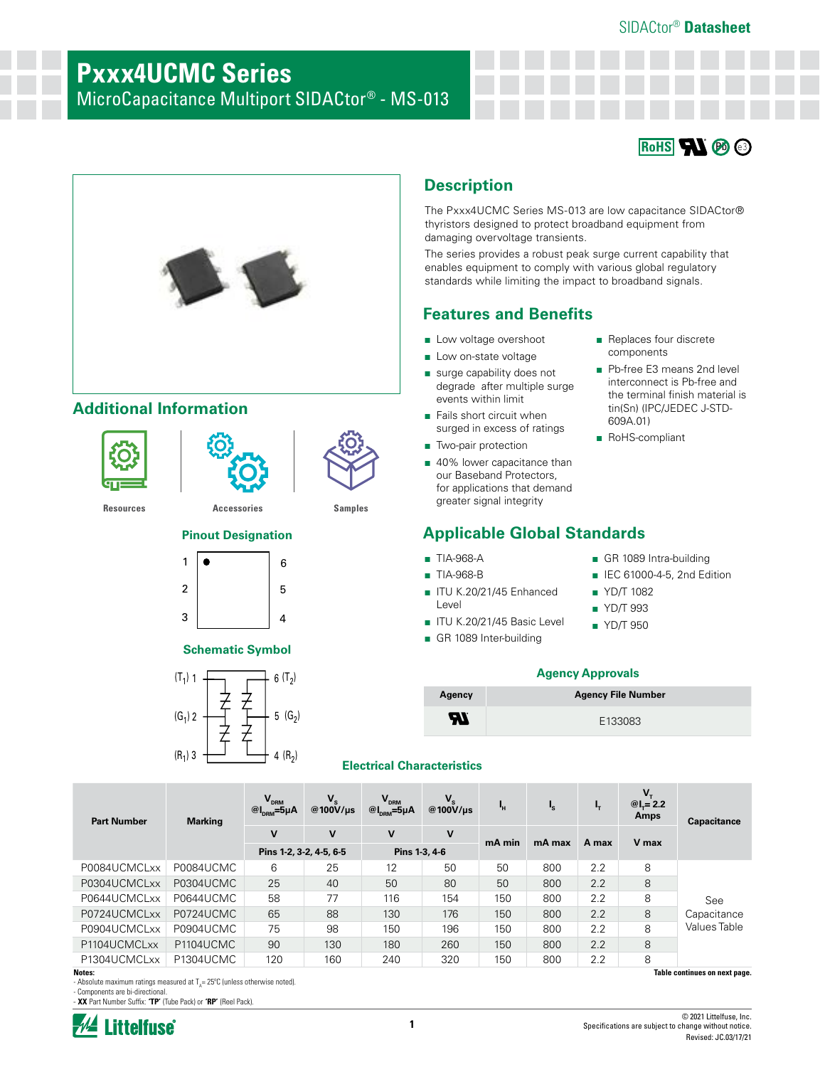SIDACtor® **Datasheet**

# Pxxx4UCMC Series

MicroCapacitance Multiport SIDACtor® - MS-013

## Description

The Pxxx4UCMC Series MS-013 are low capacitance SIDACtor® thyristors designed to protect broadband equipment from damaging overvoltage transients.

The series provides a robust peak surge current capability that enables equipment to comply with various global regulatory standards while limiting the impact to broadband signals.

## Features and Benefits

- Low voltage overshoot
- Low on-state voltage
- surge capability does not degrade after multiple surge events within limit
- Fails short circuit when surged in excess of ratings
- Two-pair protection
- 40% lower capacitance than our Baseband Protectors, for applications that demand greater signal integrity
- Replaces four discrete components
- Pb-free E3 means 2nd level interconnect is Pb-free and the terminal finish material is tin(Sn) (IPC/JEDEC J-STD-609A.01)
- RoHS-compliant

## Additional Information

Resources | Accessories | Samples

### Pinout Designation

1, 2, 3 (left); 6, 5, 4 (right)

### Schematic Symbol

($T_1$) 1 — 6 ($T_2$)

($G_1$) 2 — 5 ($G_2$)

($R_1$) 3 — 4 ($R_2$)

## Applicable Global Standards

- TIA-968-A
- TIA-968-B
- ITU K.20/21/45 Enhanced Level
- ITU K.20/21/45 Basic Level
- GR 1089 Inter-building
- GR 1089 Intra-building
- IEC 61000-4-5, 2nd Edition
- YD/T 1082
- YD/T 993
- YD/T 950

### Agency Approvals

| Agency | Agency File Number |
|---|---|
| UL | E133083 |

### Electrical Characteristics

| Part Number | Marking | $V_{DRM}$ @$I_{DRM}$=5µA | $V_S$ @100V/µs | $V_{DRM}$ @$I_{DRM}$=5µA | $V_S$ @100V/µs | $I_H$ | $I_S$ | $I_T$ | $V_T$ @$I_T$= 2.2 Amps | Capacitance |
|---|---|---|---|---|---|---|---|---|---|---|
| | | V | V | V | V | mA min | mA max | A max | V max | |
| | | Pins 1-2, 3-2, 4-5, 6-5 | | Pins 1-3, 4-6 | | | | | | |
| P0084UCMCLxx | P0084UCMC | 6 | 25 | 12 | 50 | 50 | 800 | 2.2 | 8 | See Capacitance Values Table |
| P0304UCMCLxx | P0304UCMC | 25 | 40 | 50 | 80 | 50 | 800 | 2.2 | 8 | |
| P0644UCMCLxx | P0644UCMC | 58 | 77 | 116 | 154 | 150 | 800 | 2.2 | 8 | |
| P0724UCMCLxx | P0724UCMC | 65 | 88 | 130 | 176 | 150 | 800 | 2.2 | 8 | |
| P0904UCMCLxx | P0904UCMC | 75 | 98 | 150 | 196 | 150 | 800 | 2.2 | 8 | |
| P1104UCMCLxx | P1104UCMC | 90 | 130 | 180 | 260 | 150 | 800 | 2.2 | 8 | |
| P1304UCMCLxx | P1304UCMC | 120 | 160 | 240 | 320 | 150 | 800 | 2.2 | 8 | |

**Notes:**
- Absolute maximum ratings measured at $T_A$ = 25°C (unless otherwise noted).
- Components are bi-directional.
- **XX** Part Number Suffix: **'TP'** (Tube Pack) or **'RP'** (Reel Pack).

**Table continues on next page.**

© 2021 Littelfuse, Inc.
Specifications are subject to change without notice.
Revised: JC.03/17/21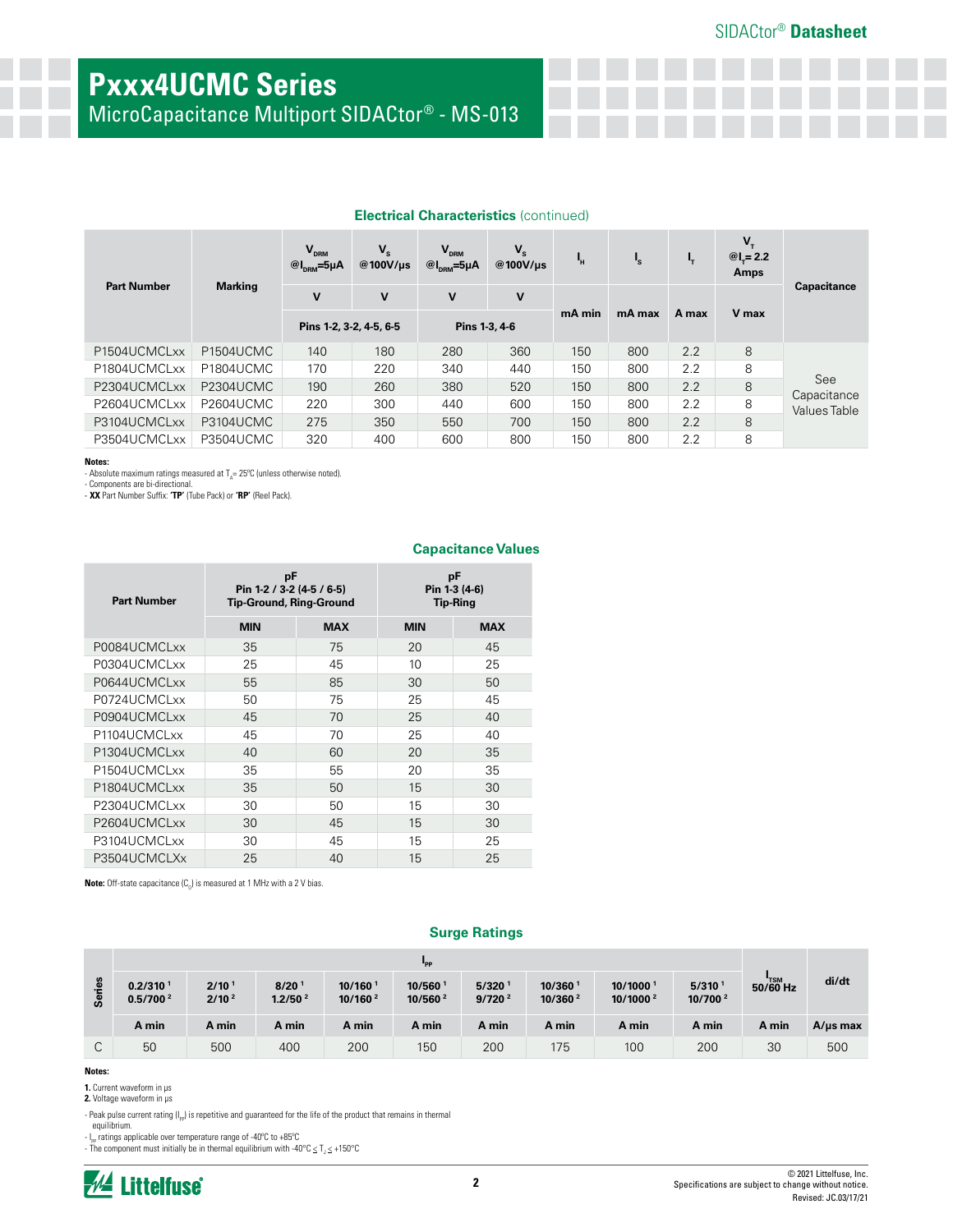# Pxxx4UCMC Series

MicroCapacitance Multiport SIDACtor® - MS-013

### Electrical Characteristics (continued)

| Part Number | Marking | $V_{DRM}$ @$I_{DRM}$=5μA | $V_S$ @100V/μs | $V_{DRM}$ @$I_{DRM}$=5μA | $V_S$ @100V/μs | $I_H$ | $I_S$ | $I_T$ | $V_T$ @$I_T$= 2.2 Amps | Capacitance |
|---|---|---|---|---|---|---|---|---|---|---|
| | | V | V | V | V | mA min | mA max | A max | V max | |
| | | Pins 1-2, 3-2, 4-5, 6-5 | | Pins 1-3, 4-6 | | | | | | |
| P1504UCMCLxx | P1504UCMC | 140 | 180 | 280 | 360 | 150 | 800 | 2.2 | 8 | See Capacitance Values Table |
| P1804UCMCLxx | P1804UCMC | 170 | 220 | 340 | 440 | 150 | 800 | 2.2 | 8 | |
| P2304UCMCLxx | P2304UCMC | 190 | 260 | 380 | 520 | 150 | 800 | 2.2 | 8 | |
| P2604UCMCLxx | P2604UCMC | 220 | 300 | 440 | 600 | 150 | 800 | 2.2 | 8 | |
| P3104UCMCLxx | P3104UCMC | 275 | 350 | 550 | 700 | 150 | 800 | 2.2 | 8 | |
| P3504UCMCLxx | P3504UCMC | 320 | 400 | 600 | 800 | 150 | 800 | 2.2 | 8 | |

**Notes:**
- Absolute maximum ratings measured at $T_A$= 25ºC (unless otherwise noted).
- Components are bi-directional.
- **XX** Part Number Suffix: **'TP'** (Tube Pack) or **'RP'** (Reel Pack).

### Capacitance Values

| Part Number | pF Pin 1-2 / 3-2 (4-5 / 6-5) Tip-Ground, Ring-Ground | | pF Pin 1-3 (4-6) Tip-Ring | |
|---|---|---|---|---|
| | MIN | MAX | MIN | MAX |
| P0084UCMCLxx | 35 | 75 | 20 | 45 |
| P0304UCMCLxx | 25 | 45 | 10 | 25 |
| P0644UCMCLxx | 55 | 85 | 30 | 50 |
| P0724UCMCLxx | 50 | 75 | 25 | 45 |
| P0904UCMCLxx | 45 | 70 | 25 | 40 |
| P1104UCMCLxx | 45 | 70 | 25 | 40 |
| P1304UCMCLxx | 40 | 60 | 20 | 35 |
| P1504UCMCLxx | 35 | 55 | 20 | 35 |
| P1804UCMCLxx | 35 | 50 | 15 | 30 |
| P2304UCMCLxx | 30 | 50 | 15 | 30 |
| P2604UCMCLxx | 30 | 45 | 15 | 30 |
| P3104UCMCLxx | 30 | 45 | 15 | 25 |
| P3504UCMCLXx | 25 | 40 | 15 | 25 |

**Note:** Off-state capacitance ($C_O$) is measured at 1 MHz with a 2 V bias.

### Surge Ratings

| Series | $I_{PP}$ | | | | | | | | | $I_{TSM}$ 50/60 Hz | di/dt |
|---|---|---|---|---|---|---|---|---|---|---|---|
| | 0.2/310 [1] 0.5/700 [2] | 2/10 [1] 2/10 [2] | 8/20 [1] 1.2/50 [2] | 10/160 [1] 10/160 [2] | 10/560 [1] 10/560 [2] | 5/320 [1] 9/720 [2] | 10/360 [1] 10/360 [2] | 10/1000 [1] 10/1000 [2] | 5/310 [1] 10/700 [2] | | |
| | A min | A min | A min | A min | A min | A min | A min | A min | A min | A min | A/μs max |
| C | 50 | 500 | 400 | 200 | 150 | 200 | 175 | 100 | 200 | 30 | 500 |

**Notes:**

**1.** Current waveform in μs
**2.** Voltage waveform in μs

- Peak pulse current rating ($I_{PP}$) is repetitive and guaranteed for the life of the product that remains in thermal equilibrium.
- $I_{PP}$ ratings applicable over temperature range of -40ºC to +85ºC
- The component must initially be in thermal equilibrium with -40ºC ≤ $T_J$ ≤ +150ºC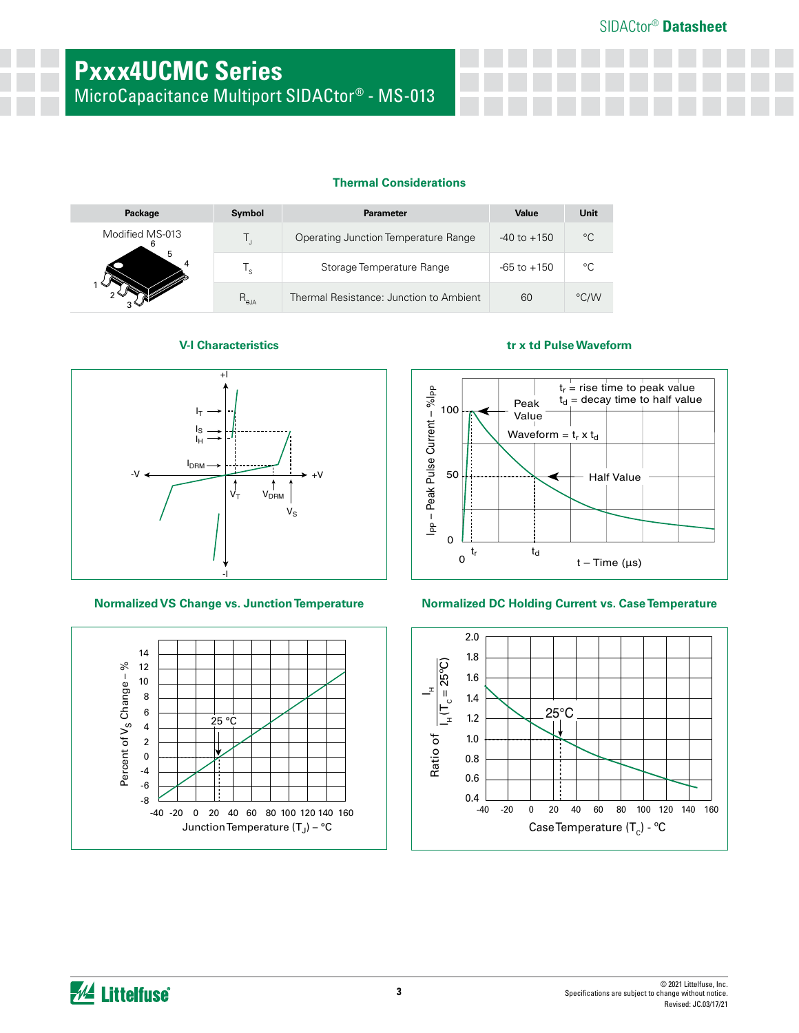# Pxxx4UCMC Series

MicroCapacitance Multiport SIDACtor® - MS-013

### Thermal Considerations

| Package | Symbol | Parameter | Value | Unit |
|---|---|---|---|---|
| Modified MS-013 | $T_J$ | Operating Junction Temperature Range | -40 to +150 | °C |
| | $T_S$ | Storage Temperature Range | -65 to +150 | °C |
| | $R_{\theta JA}$ | Thermal Resistance: Junction to Ambient | 60 | °C/W |

### V-I Characteristics

### tr x td Pulse Waveform

### Normalized VS Change vs. Junction Temperature

### Normalized DC Holding Current vs. Case Temperature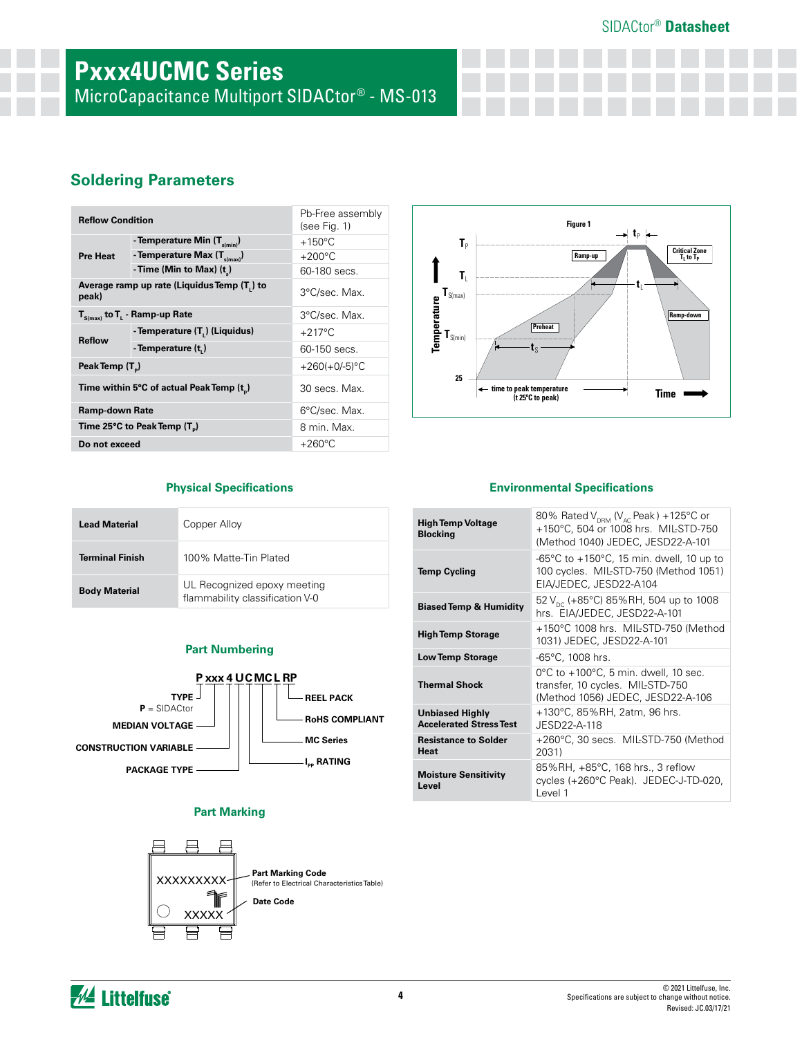# Pxxx4UCMC Series

MicroCapacitance Multiport SIDACtor® - MS-013

## Soldering Parameters

| Reflow Condition | | Pb-Free assembly (see Fig. 1) |
|---|---|---|
| Pre Heat | - Temperature Min ($T_{s(min)}$) | +150°C |
| | - Temperature Max ($T_{s(max)}$) | +200°C |
| | - Time (Min to Max) ($t_s$) | 60-180 secs. |
| Average ramp up rate (Liquidus Temp ($T_L$) to peak) | | 3°C/sec. Max. |
| $T_{S(max)}$ to $T_L$ - Ramp-up Rate | | 3°C/sec. Max. |
| Reflow | - Temperature ($T_L$) (Liquidus) | +217°C |
| | - Temperature ($t_L$) | 60-150 secs. |
| Peak Temp ($T_p$) | | +260(+0/-5)°C |
| Time within 5°C of actual Peak Temp ($t_p$) | | 30 secs. Max. |
| Ramp-down Rate | | 6°C/sec. Max. |
| Time 25°C to Peak Temp ($T_p$) | | 8 min. Max. |
| Do not exceed | | +260°C |

Figure 1

## Physical Specifications

| | |
|---|---|
| Lead Material | Copper Alloy |
| Terminal Finish | 100% Matte-Tin Plated |
| Body Material | UL Recognized epoxy meeting flammability classification V-0 |

## Environmental Specifications

| | |
|---|---|
| High Temp Voltage Blocking | 80% Rated $V_{DRM}$ ($V_{AC}$ Peak) +125°C or +150°C, 504 or 1008 hrs. MIL-STD-750 (Method 1040) JEDEC, JESD22-A-101 |
| Temp Cycling | -65°C to +150°C, 15 min. dwell, 10 up to 100 cycles. MIL-STD-750 (Method 1051) EIA/JEDEC, JESD22-A104 |
| Biased Temp & Humidity | 52 $V_{DC}$ (+85°C) 85%RH, 504 up to 1008 hrs. EIA/JEDEC, JESD22-A-101 |
| High Temp Storage | +150°C 1008 hrs. MIL-STD-750 (Method 1031) JEDEC, JESD22-A-101 |
| Low Temp Storage | -65°C, 1008 hrs. |
| Thermal Shock | 0°C to +100°C, 5 min. dwell, 10 sec. transfer, 10 cycles. MIL-STD-750 (Method 1056) JEDEC, JESD22-A-106 |
| Unbiased Highly Accelerated Stress Test | +130°C, 85%RH, 2atm, 96 hrs. JESD22-A-118 |
| Resistance to Solder Heat | +260°C, 30 secs. MIL-STD-750 (Method 2031) |
| Moisture Sensitivity Level | 85%RH, +85°C, 168 hrs., 3 reflow cycles (+260°C Peak). JEDEC-J-TD-020, Level 1 |

## Part Numbering

**P xxx 4 U C MC L RP**

- **TYPE**: P = SIDACtor
- **MEDIAN VOLTAGE**
- **CONSTRUCTION VARIABLE**
- **PACKAGE TYPE**
- **$I_{PP}$ RATING**
- **MC Series**
- **RoHS COMPLIANT**
- **REEL PACK**

## Part Marking

- XXXXXXXXX — **Part Marking Code** (Refer to Electrical Characteristics Table)
- XXXXX — **Date Code**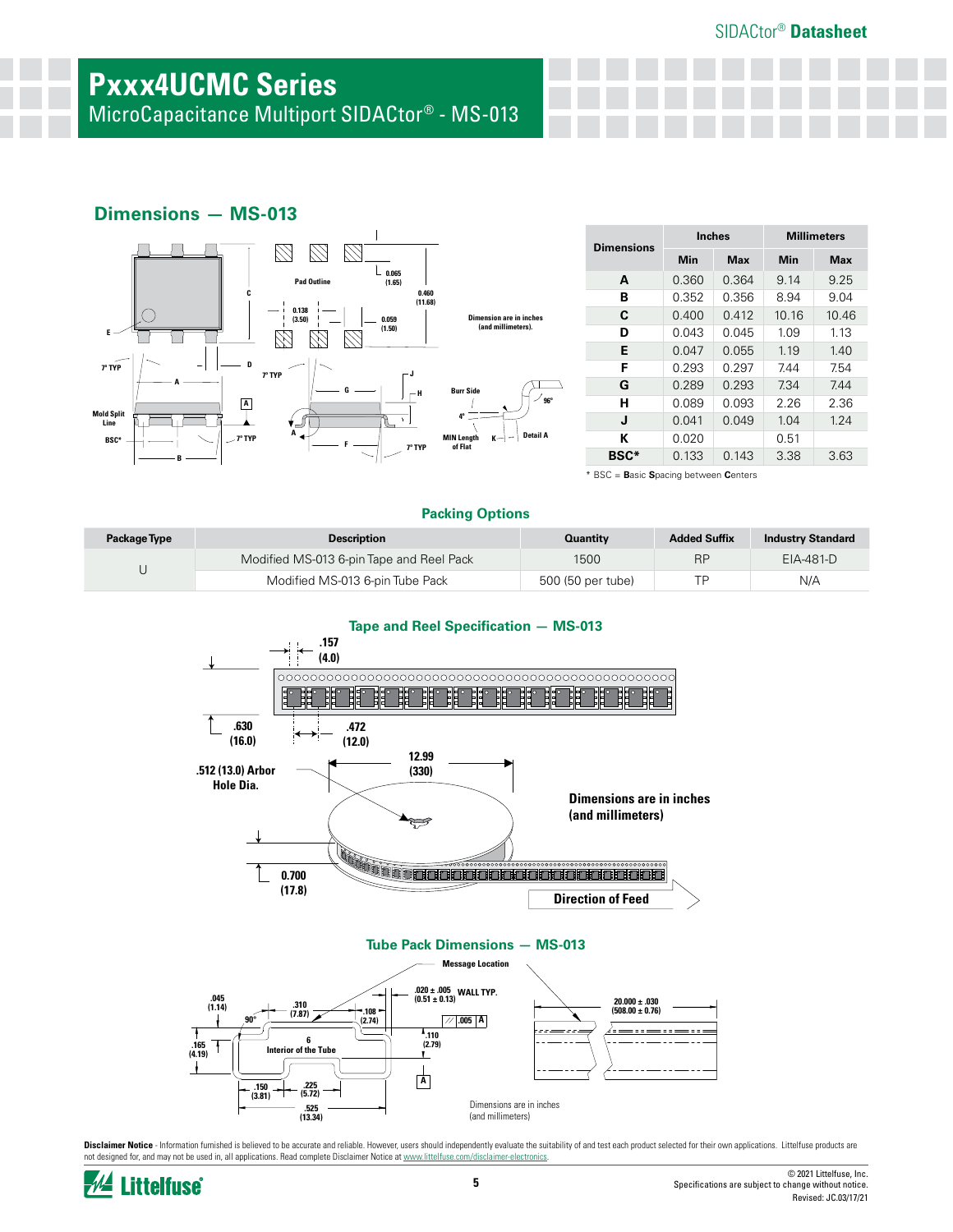# Pxxx4UCMC Series

MicroCapacitance Multiport SIDACtor® - MS-013

## Dimensions — MS-013

Pad Outline

0.065 (1.65)

0.460 (11.68)

0.138 (3.50)

0.059 (1.50)

Dimension are in inches (and millimeters).

E

C

7° TYP

D

A

Mold Split Line

BSC*

B

7° TYP

G

J

H

A

F

7° TYP

Burr Side

4°

96°

MIN Length of Flat

K

Detail A

| Dimensions | Inches | | Millimeters | |
|---|---|---|---|---|
| | Min | Max | Min | Max |
| A | 0.360 | 0.364 | 9.14 | 9.25 |
| B | 0.352 | 0.356 | 8.94 | 9.04 |
| C | 0.400 | 0.412 | 10.16 | 10.46 |
| D | 0.043 | 0.045 | 1.09 | 1.13 |
| E | 0.047 | 0.055 | 1.19 | 1.40 |
| F | 0.293 | 0.297 | 7.44 | 7.54 |
| G | 0.289 | 0.293 | 7.34 | 7.44 |
| H | 0.089 | 0.093 | 2.26 | 2.36 |
| J | 0.041 | 0.049 | 1.04 | 1.24 |
| K | 0.020 | | 0.51 | |
| BSC* | 0.133 | 0.143 | 3.38 | 3.63 |

\* BSC = **B**asic **S**pacing between **C**enters

## Packing Options

| Package Type | Description | Quantity | Added Suffix | Industry Standard |
|---|---|---|---|---|
| U | Modified MS-013 6-pin Tape and Reel Pack | 1500 | RP | EIA-481-D |
| | Modified MS-013 6-pin Tube Pack | 500 (50 per tube) | TP | N/A |

## Tape and Reel Specification — MS-013

.157 (4.0)

.630 (16.0)

.472 (12.0)

12.99 (330)

.512 (13.0) Arbor Hole Dia.

Dimensions are in inches (and millimeters)

0.700 (17.8)

Direction of Feed

## Tube Pack Dimensions — MS-013

Message Location

.020 ± .005 (0.51 ± 0.13) WALL TYP.

.045 (1.14)

90°

.310 (7.87)

.108 (2.74)

.005 A

.110 (2.79)

.165 (4.19)

6 Interior of the Tube

A

.150 (3.81)

.225 (5.72)

.525 (13.34)

20.000 ± .030 (508.00 ± 0.76)

Dimensions are in inches (and millimeters)

**Disclaimer Notice** - Information furnished is believed to be accurate and reliable. However, users should independently evaluate the suitability of and test each product selected for their own applications. Littelfuse products are not designed for, and may not be used in, all applications. Read complete Disclaimer Notice at www.littelfuse.com/disclaimer-electronics.

© 2021 Littelfuse, Inc.
Specifications are subject to change without notice.
Revised: JC.03/17/21